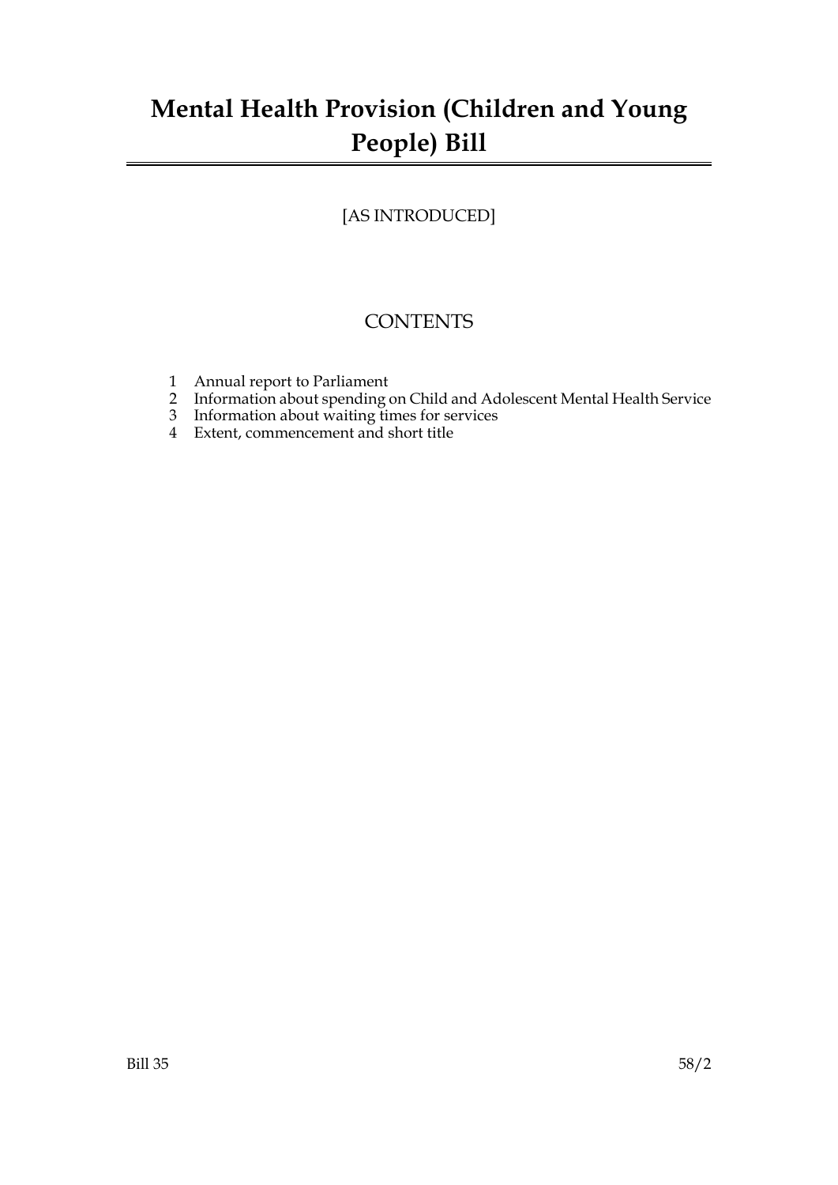# Mental Health Provision (Children and Young People) Bill

[AS INTRODUCED]

## CONTENTS

1 Annual report to Parliament
2 Information about spending on Child and Adolescent Mental Health Service
3 Information about waiting times for services
4 Extent, commencement and short title

Bill 35 58/2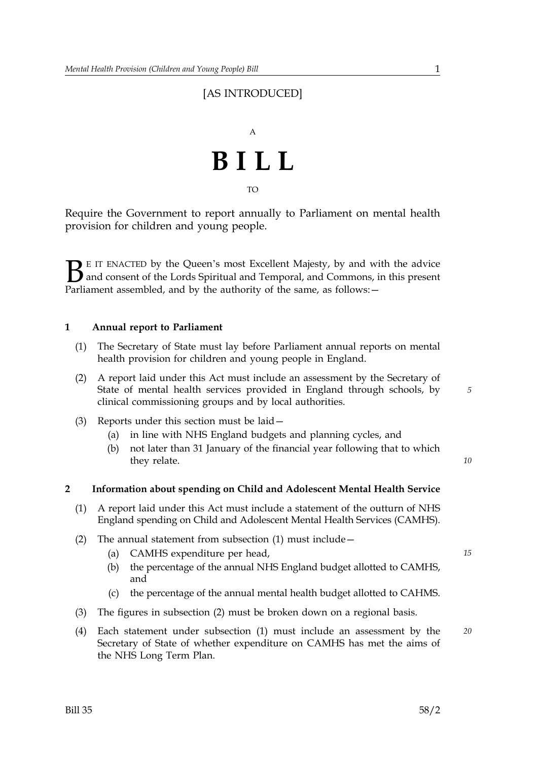[AS INTRODUCED]

A

# BILL

TO

Require the Government to report annually to Parliament on mental health provision for children and young people.

BE IT ENACTED by the Queen's most Excellent Majesty, by and with the advice and consent of the Lords Spiritual and Temporal, and Commons, in this present Parliament assembled, and by the authority of the same, as follows:—

## 1 Annual report to Parliament

(1) The Secretary of State must lay before Parliament annual reports on mental health provision for children and young people in England.

(2) A report laid under this Act must include an assessment by the Secretary of State of mental health services provided in England through schools, by clinical commissioning groups and by local authorities.

(3) Reports under this section must be laid—

- (a) in line with NHS England budgets and planning cycles, and
- (b) not later than 31 January of the financial year following that to which they relate.

## 2 Information about spending on Child and Adolescent Mental Health Service

(1) A report laid under this Act must include a statement of the outturn of NHS England spending on Child and Adolescent Mental Health Services (CAMHS).

(2) The annual statement from subsection (1) must include—

- (a) CAMHS expenditure per head,
- (b) the percentage of the annual NHS England budget allotted to CAMHS, and
- (c) the percentage of the annual mental health budget allotted to CAHMS.

(3) The figures in subsection (2) must be broken down on a regional basis.

(4) Each statement under subsection (1) must include an assessment by the Secretary of State of whether expenditure on CAMHS has met the aims of the NHS Long Term Plan.

Bill 35 58/2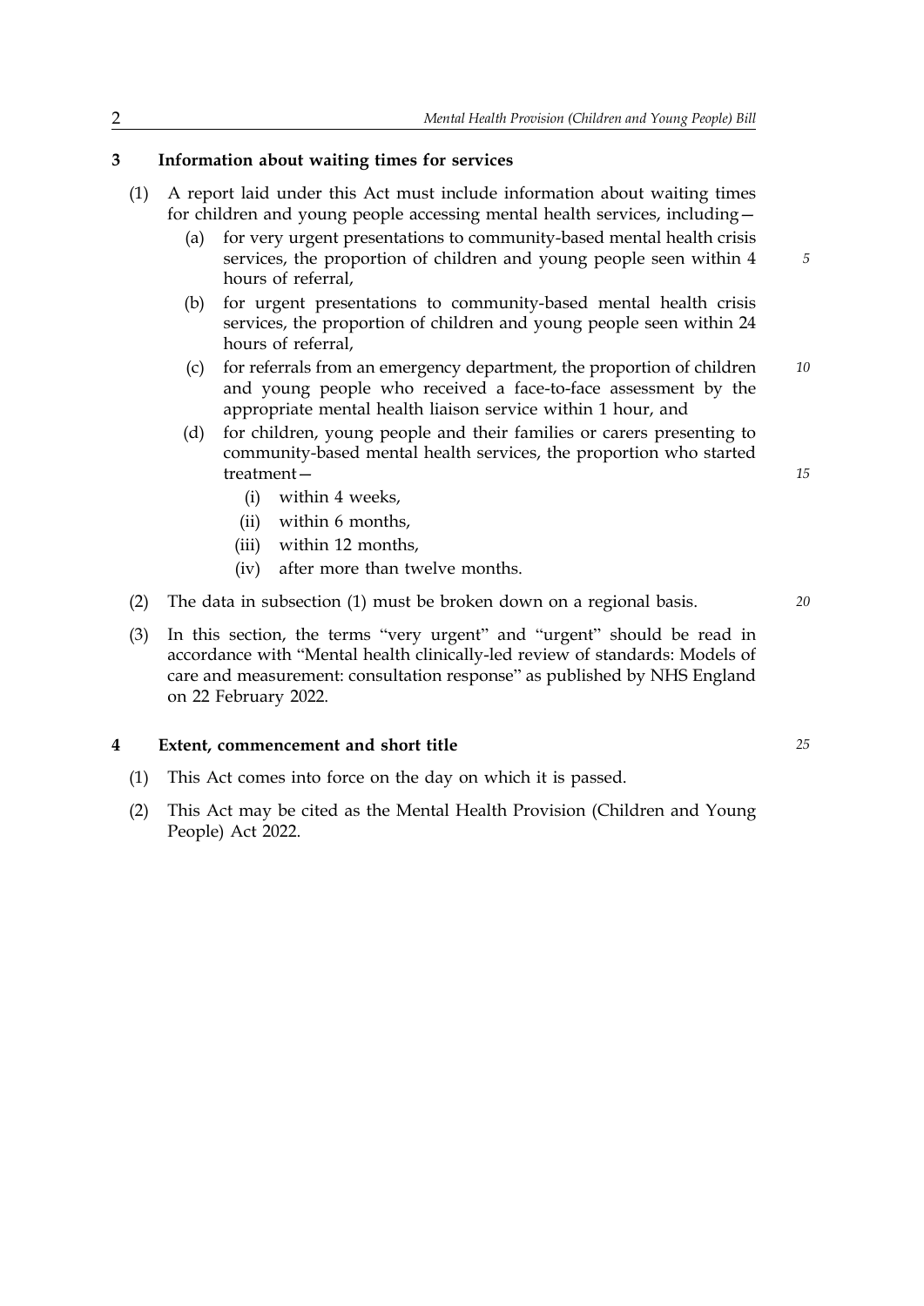## 3 Information about waiting times for services

(1) A report laid under this Act must include information about waiting times for children and young people accessing mental health services, including—

   (a) for very urgent presentations to community-based mental health crisis services, the proportion of children and young people seen within 4 hours of referral,

   (b) for urgent presentations to community-based mental health crisis services, the proportion of children and young people seen within 24 hours of referral,

   (c) for referrals from an emergency department, the proportion of children and young people who received a face-to-face assessment by the appropriate mental health liaison service within 1 hour, and

   (d) for children, young people and their families or carers presenting to community-based mental health services, the proportion who started treatment—

      (i) within 4 weeks,

      (ii) within 6 months,

      (iii) within 12 months,

      (iv) after more than twelve months.

(2) The data in subsection (1) must be broken down on a regional basis.

(3) In this section, the terms "very urgent" and "urgent" should be read in accordance with "Mental health clinically-led review of standards: Models of care and measurement: consultation response" as published by NHS England on 22 February 2022.

## 4 Extent, commencement and short title

(1) This Act comes into force on the day on which it is passed.

(2) This Act may be cited as the Mental Health Provision (Children and Young People) Act 2022.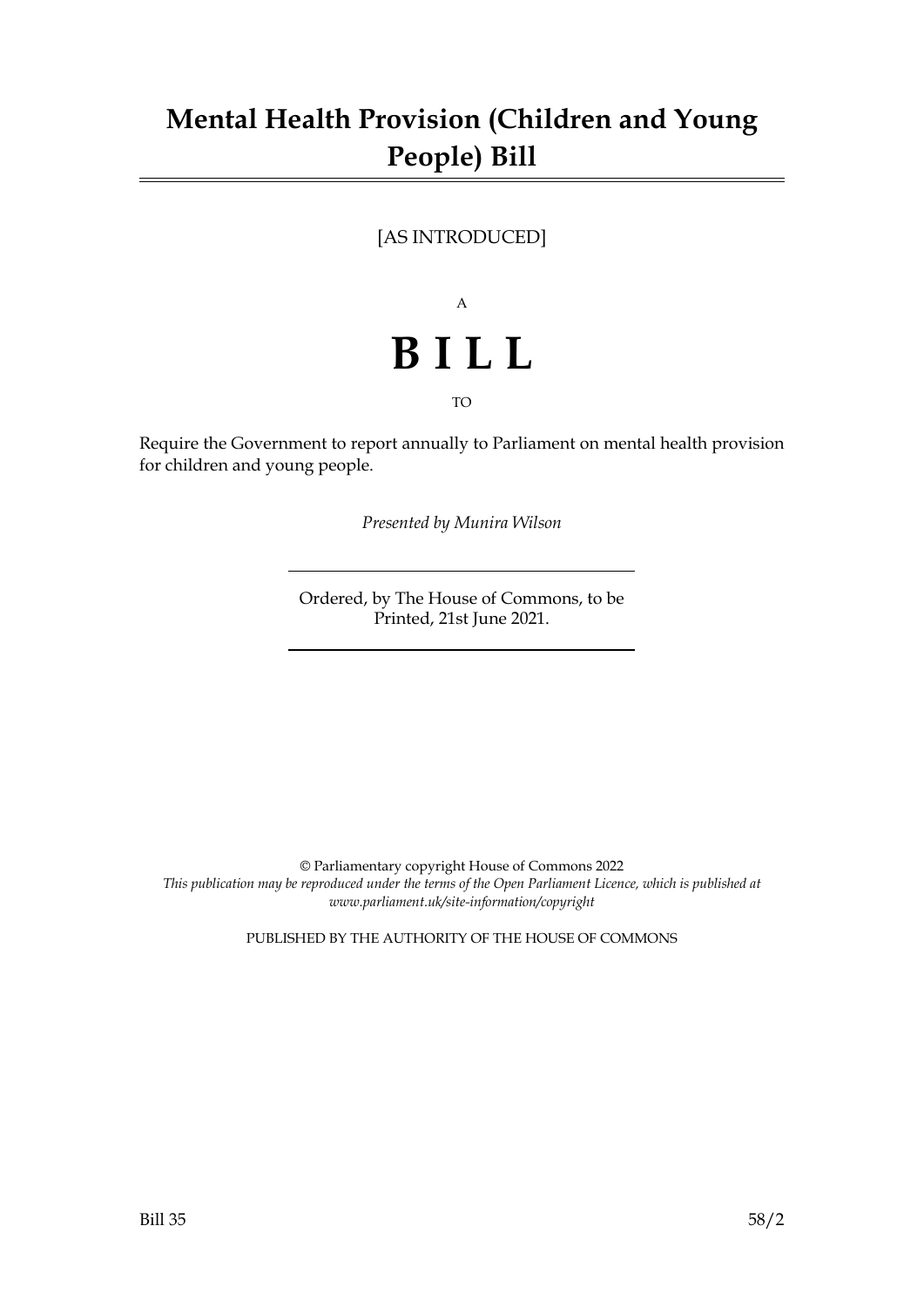# Mental Health Provision (Children and Young People) Bill

[AS INTRODUCED]

A

# B I L L

TO

Require the Government to report annually to Parliament on mental health provision for children and young people.

*Presented by Munira Wilson*

Ordered, by The House of Commons, to be Printed, 21st June 2021.

© Parliamentary copyright House of Commons 2022
*This publication may be reproduced under the terms of the Open Parliament Licence, which is published at www.parliament.uk/site-information/copyright*

PUBLISHED BY THE AUTHORITY OF THE HOUSE OF COMMONS

Bill 35 58/2